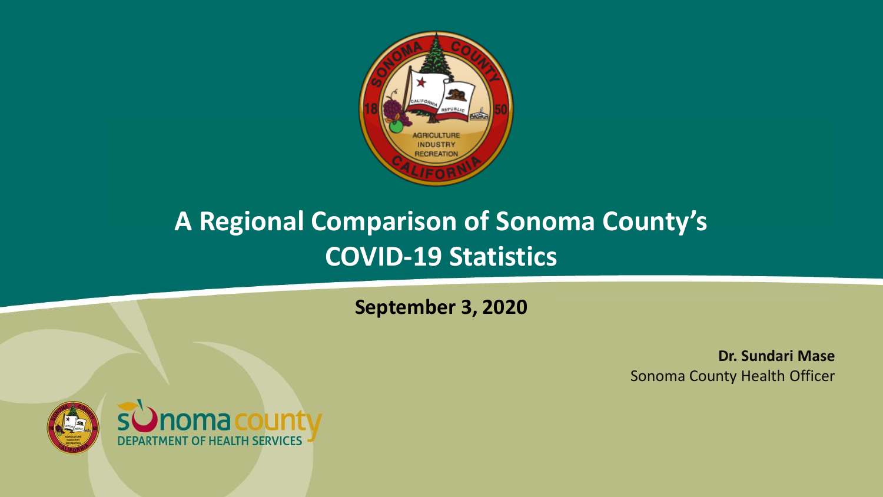# A Regional Comparison of Sonoma County's COVID-19 Statistics

**September 3, 2020**

**Dr. Sundari Mase**
Sonoma County Health Officer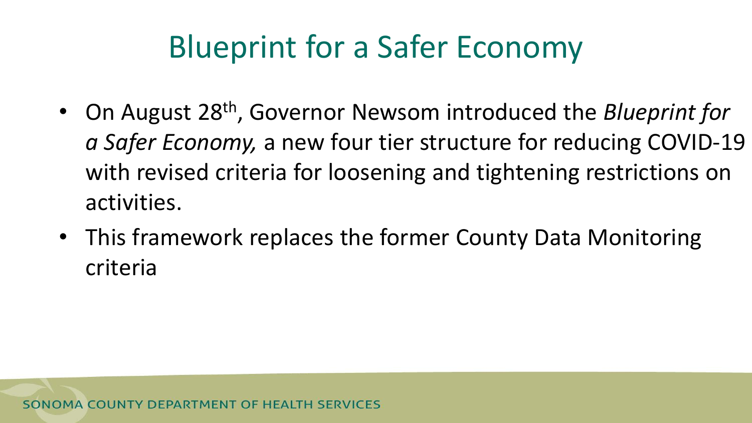# Blueprint for a Safer Economy

- On August 28th, Governor Newsom introduced the *Blueprint for a Safer Economy,* a new four tier structure for reducing COVID-19 with revised criteria for loosening and tightening restrictions on activities.
- This framework replaces the former County Data Monitoring criteria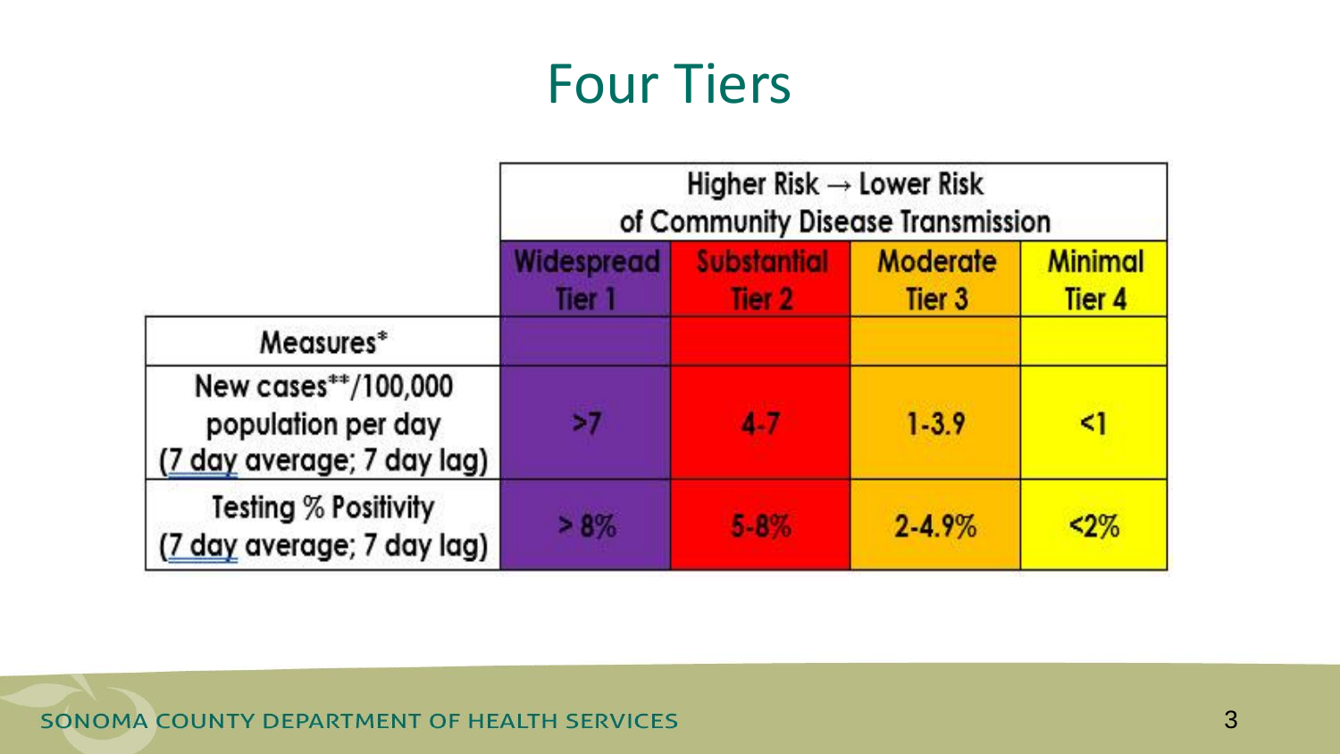# Four Tiers

| | Higher Risk → Lower Risk of Community Disease Transmission | | | |
|---|---|---|---|---|
| | Widespread Tier 1 | Substantial Tier 2 | Moderate Tier 3 | Minimal Tier 4 |
| Measures* | | | | |
| New cases**/100,000 population per day (7 day average; 7 day lag) | >7 | 4-7 | 1-3.9 | <1 |
| Testing % Positivity (7 day average; 7 day lag) | > 8% | 5-8% | 2-4.9% | <2% |

SONOMA COUNTY DEPARTMENT OF HEALTH SERVICES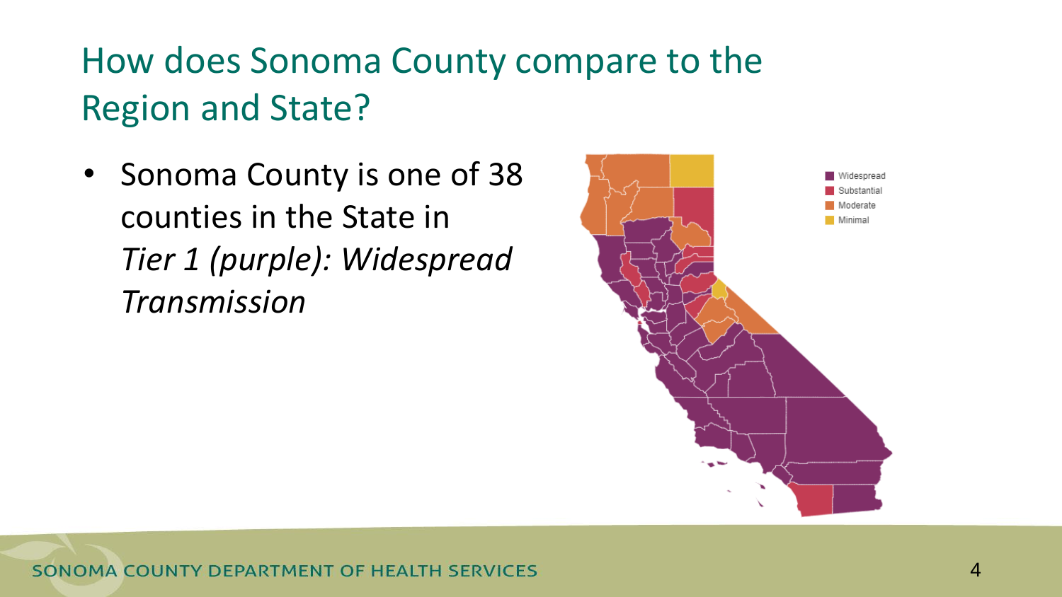# How does Sonoma County compare to the Region and State?

- Sonoma County is one of 38 counties in the State in *Tier 1 (purple): Widespread Transmission*

Widespread
Substantial
Moderate
Minimal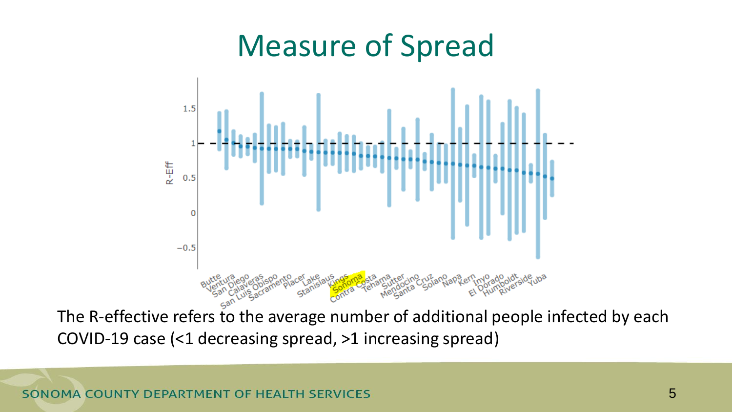# Measure of Spread

The R-effective refers to the average number of additional people infected by each COVID-19 case (<1 decreasing spread, >1 increasing spread)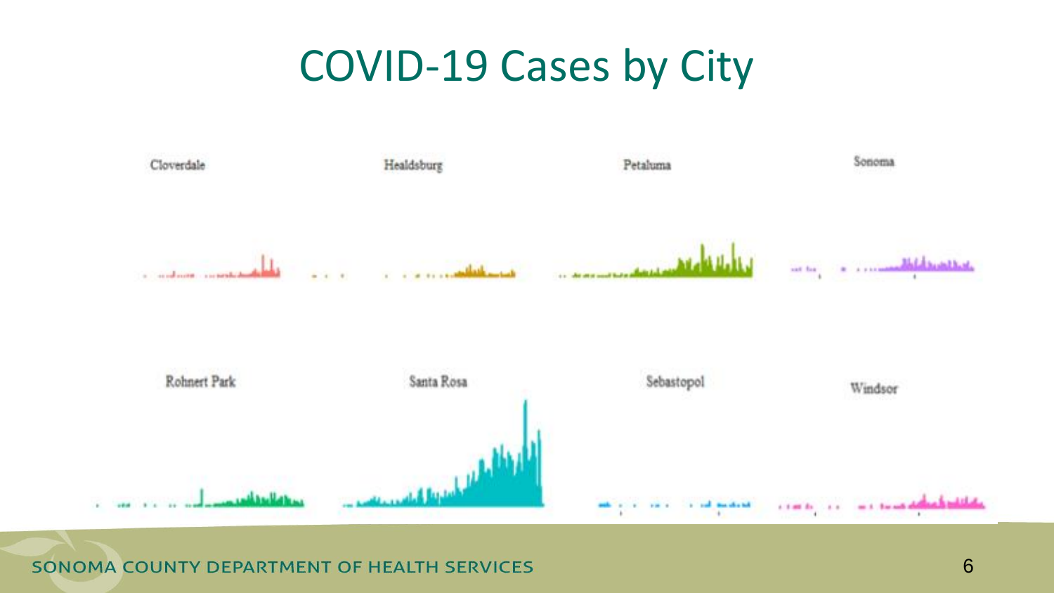# COVID-19 Cases by City

Cloverdale

Healdsburg

Petaluma

Sonoma

Rohnert Park

Santa Rosa

Sebastopol

Windsor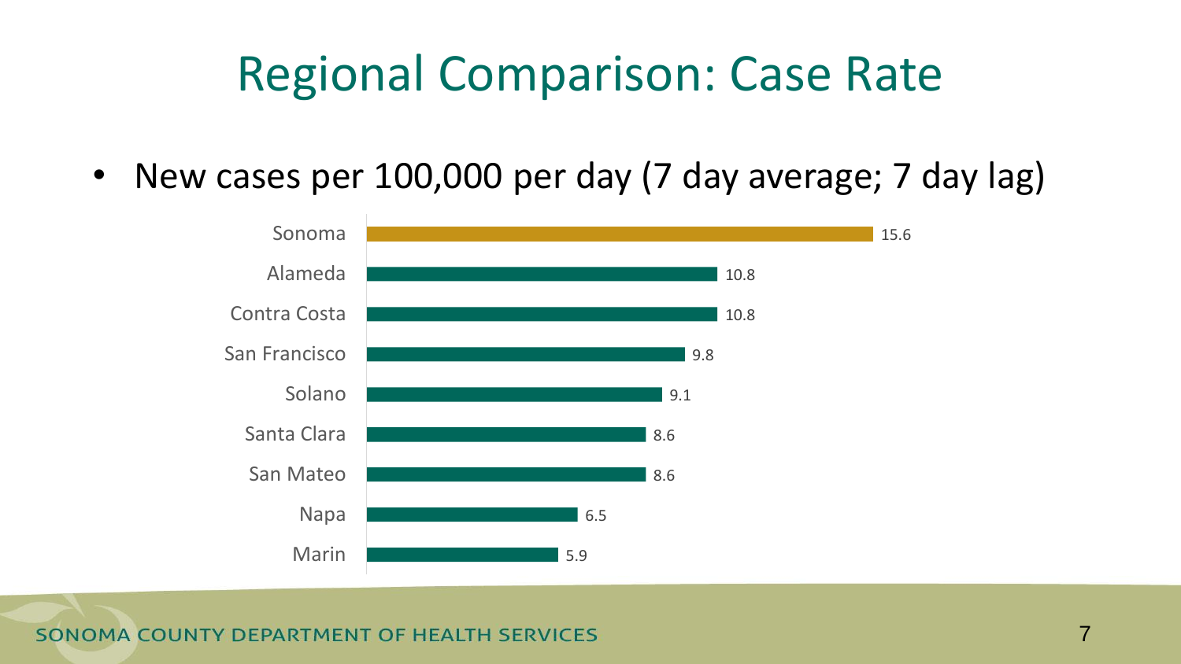# Regional Comparison: Case Rate

- New cases per 100,000 per day (7 day average; 7 day lag)

| County | Case Rate |
|---|---|
| Sonoma | 15.6 |
| Alameda | 10.8 |
| Contra Costa | 10.8 |
| San Francisco | 9.8 |
| Solano | 9.1 |
| Santa Clara | 8.6 |
| San Mateo | 8.6 |
| Napa | 6.5 |
| Marin | 5.9 |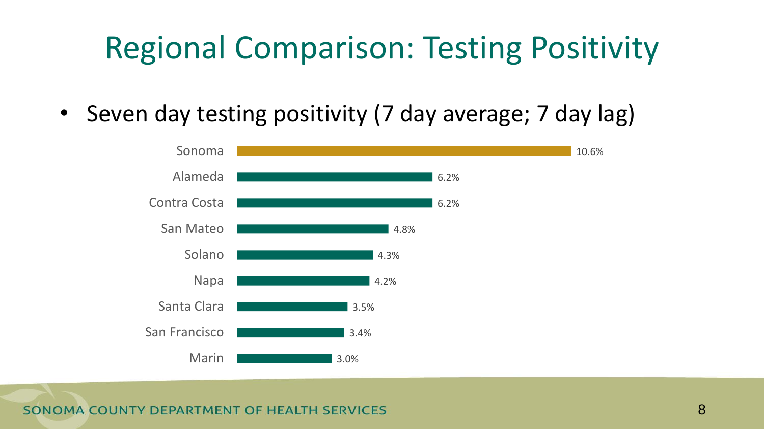# Regional Comparison: Testing Positivity

- Seven day testing positivity (7 day average; 7 day lag)

| County | Testing Positivity |
|---|---|
| Sonoma | 10.6% |
| Alameda | 6.2% |
| Contra Costa | 6.2% |
| San Mateo | 4.8% |
| Solano | 4.3% |
| Napa | 4.2% |
| Santa Clara | 3.5% |
| San Francisco | 3.4% |
| Marin | 3.0% |

SONOMA COUNTY DEPARTMENT OF HEALTH SERVICES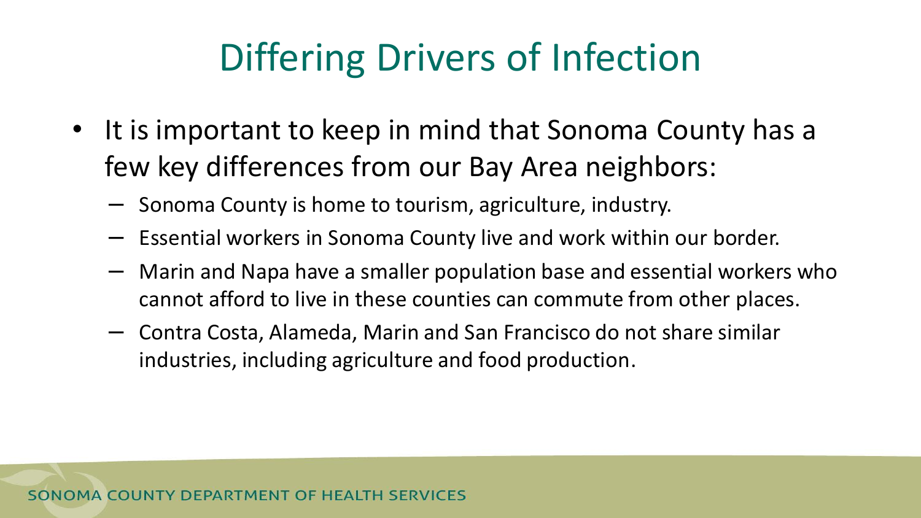# Differing Drivers of Infection

- It is important to keep in mind that Sonoma County has a few key differences from our Bay Area neighbors:
  - Sonoma County is home to tourism, agriculture, industry.
  - Essential workers in Sonoma County live and work within our border.
  - Marin and Napa have a smaller population base and essential workers who cannot afford to live in these counties can commute from other places.
  - Contra Costa, Alameda, Marin and San Francisco do not share similar industries, including agriculture and food production.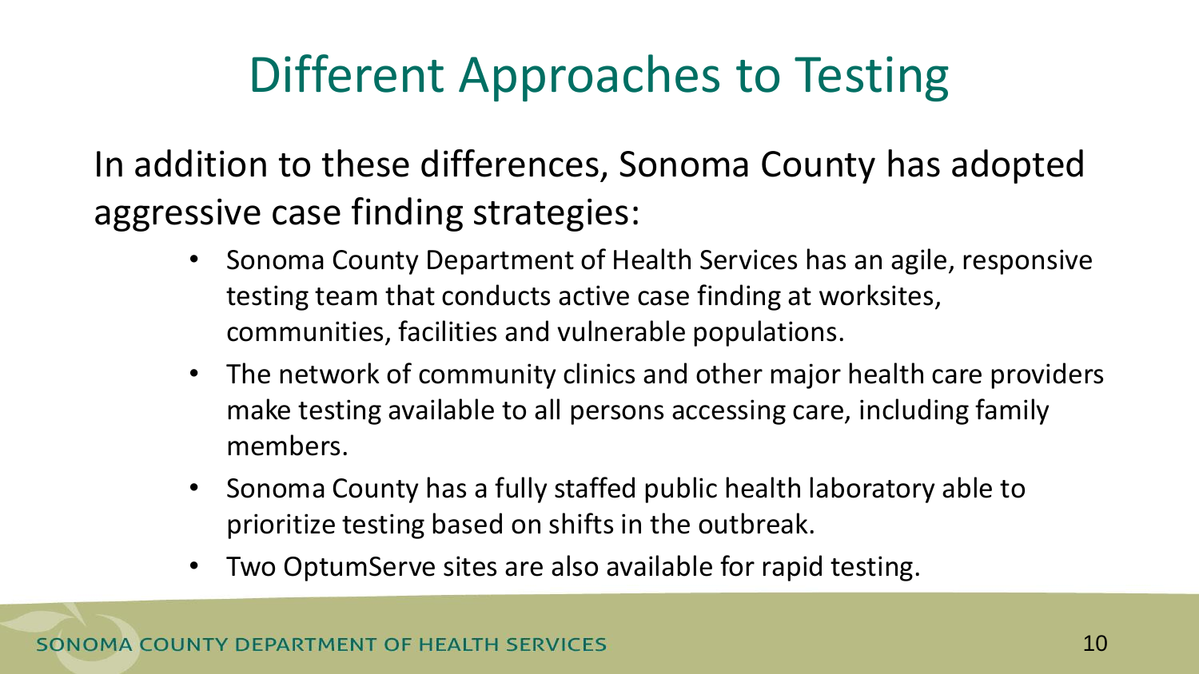# Different Approaches to Testing

In addition to these differences, Sonoma County has adopted aggressive case finding strategies:

- Sonoma County Department of Health Services has an agile, responsive testing team that conducts active case finding at worksites, communities, facilities and vulnerable populations.
- The network of community clinics and other major health care providers make testing available to all persons accessing care, including family members.
- Sonoma County has a fully staffed public health laboratory able to prioritize testing based on shifts in the outbreak.
- Two OptumServe sites are also available for rapid testing.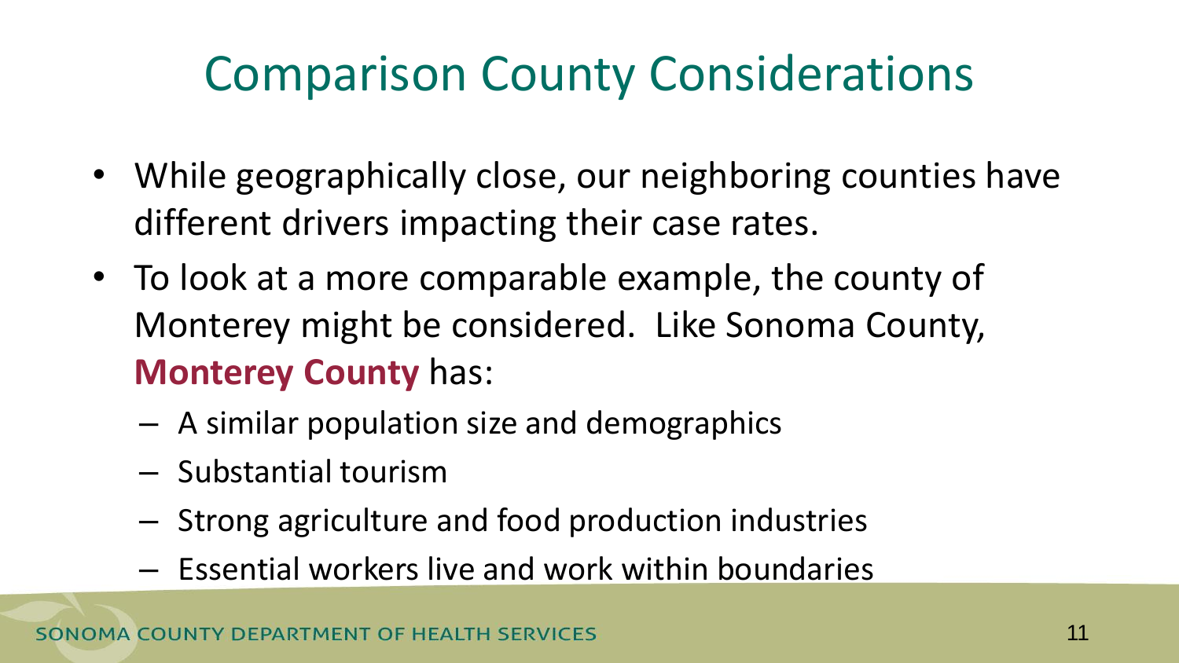# Comparison County Considerations

- While geographically close, our neighboring counties have different drivers impacting their case rates.
- To look at a more comparable example, the county of Monterey might be considered. Like Sonoma County, **Monterey County** has:
  - A similar population size and demographics
  - Substantial tourism
  - Strong agriculture and food production industries
  - Essential workers live and work within boundaries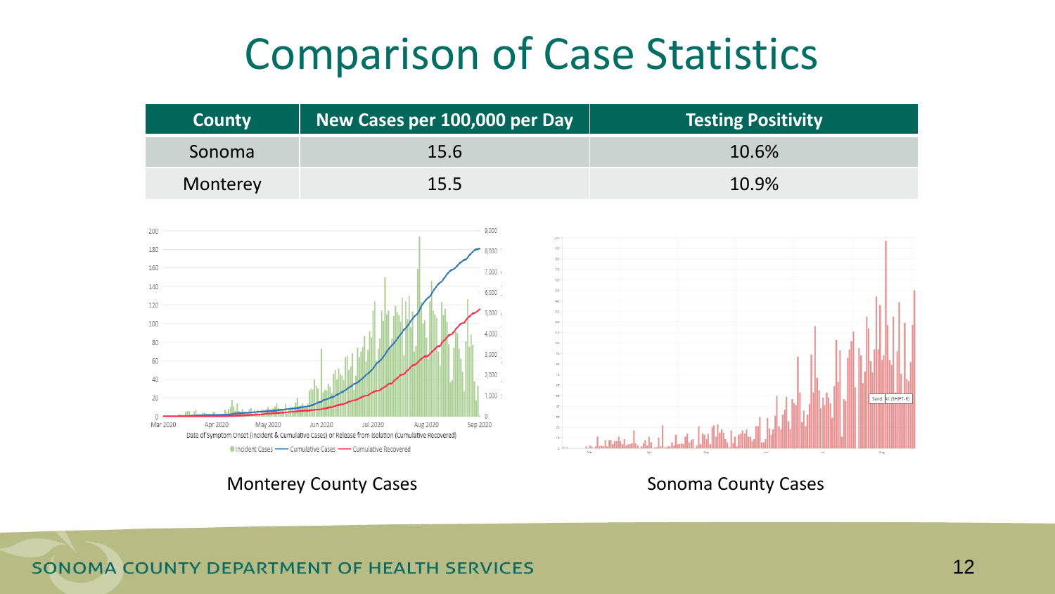# Comparison of Case Statistics

| County | New Cases per 100,000 per Day | Testing Positivity |
|---|---|---|
| Sonoma | 15.6 | 10.6% |
| Monterey | 15.5 | 10.9% |

Monterey County Cases

Sonoma County Cases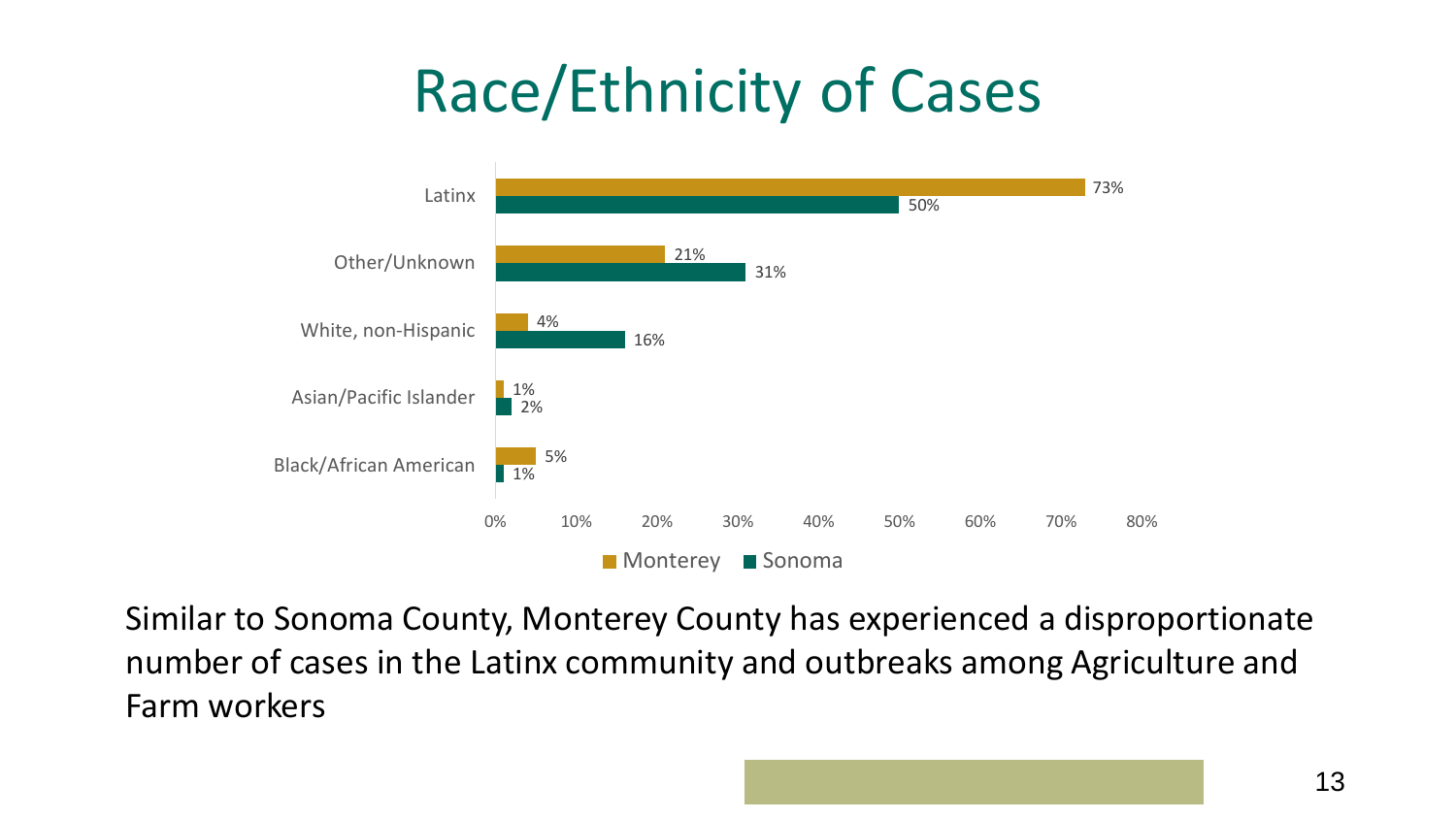# Race/Ethnicity of Cases

| Race/Ethnicity | Monterey | Sonoma |
| --- | --- | --- |
| Latinx | 73% | 50% |
| Other/Unknown | 21% | 31% |
| White, non-Hispanic | 4% | 16% |
| Asian/Pacific Islander | 1% | 2% |
| Black/African American | 5% | 1% |

Similar to Sonoma County, Monterey County has experienced a disproportionate number of cases in the Latinx community and outbreaks among Agriculture and Farm workers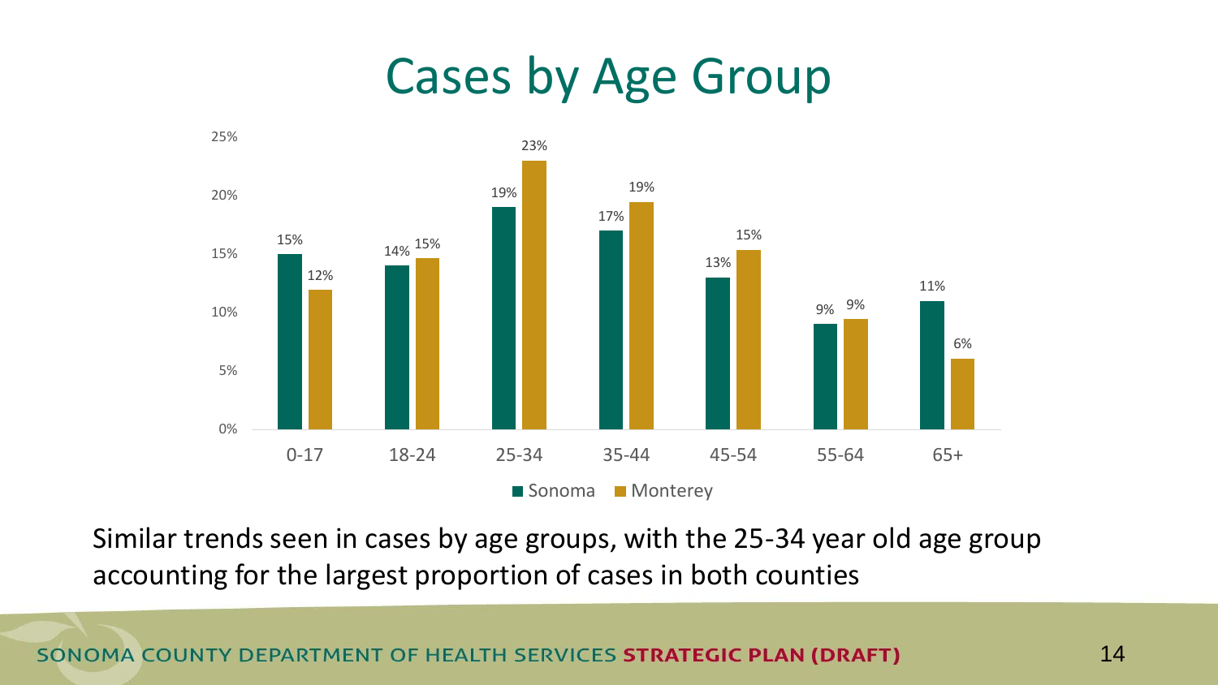# Cases by Age Group

| Age Group | Sonoma | Monterey |
|---|---|---|
| 0-17 | 15% | 12% |
| 18-24 | 14% | 15% |
| 25-34 | 19% | 23% |
| 35-44 | 17% | 19% |
| 45-54 | 13% | 15% |
| 55-64 | 9% | 9% |
| 65+ | 11% | 6% |

Similar trends seen in cases by age groups, with the 25-34 year old age group accounting for the largest proportion of cases in both counties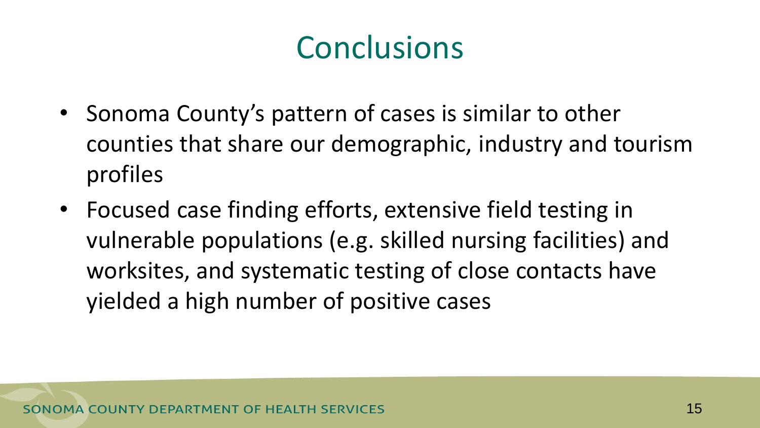# Conclusions

- Sonoma County's pattern of cases is similar to other counties that share our demographic, industry and tourism profiles
- Focused case finding efforts, extensive field testing in vulnerable populations (e.g. skilled nursing facilities) and worksites, and systematic testing of close contacts have yielded a high number of positive cases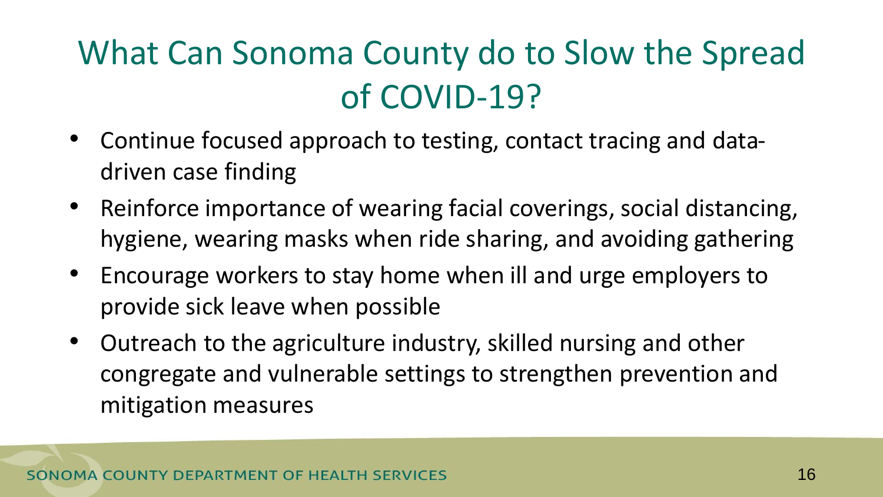# What Can Sonoma County do to Slow the Spread of COVID-19?

- Continue focused approach to testing, contact tracing and data-driven case finding
- Reinforce importance of wearing facial coverings, social distancing, hygiene, wearing masks when ride sharing, and avoiding gathering
- Encourage workers to stay home when ill and urge employers to provide sick leave when possible
- Outreach to the agriculture industry, skilled nursing and other congregate and vulnerable settings to strengthen prevention and mitigation measures